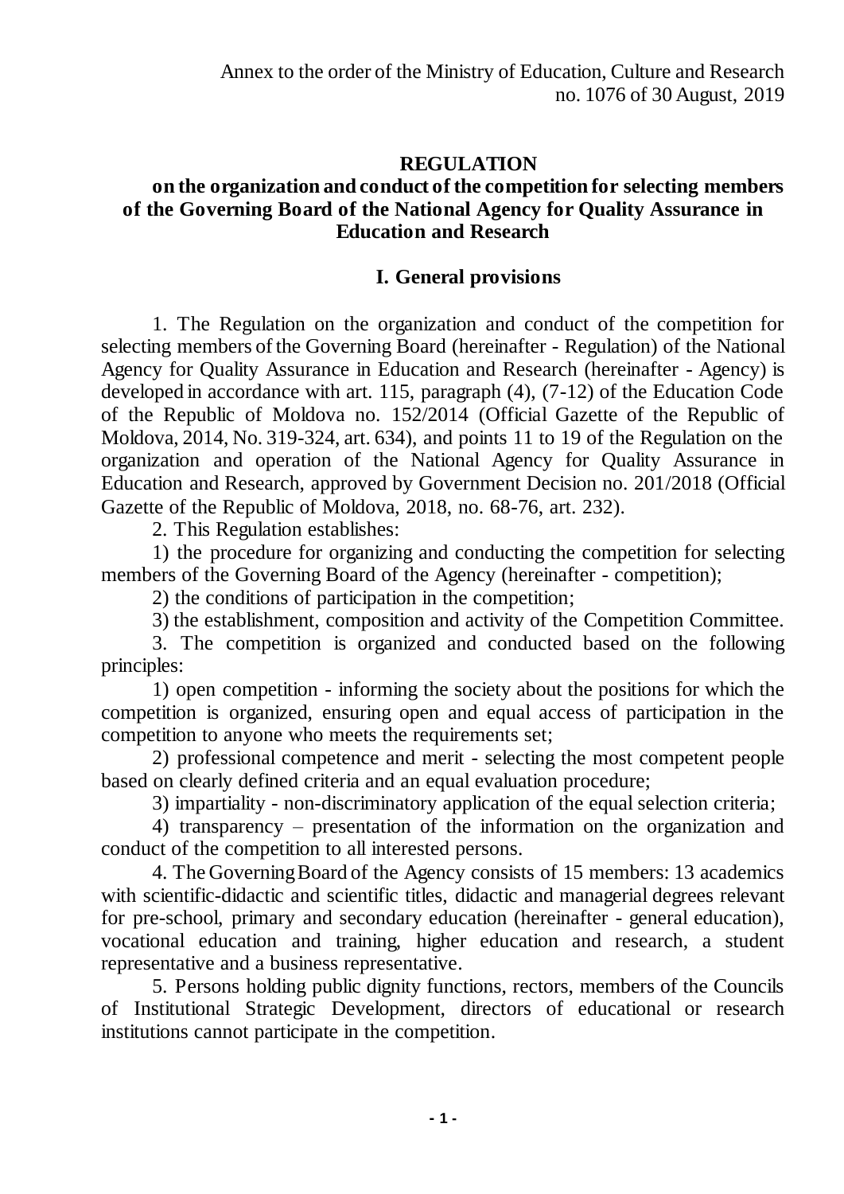Annex to the order of the Ministry of Education, Culture and Research
no. 1076 of 30 August, 2019

# REGULATION
## on the organization and conduct of the competition for selecting members of the Governing Board of the National Agency for Quality Assurance in Education and Research

### I. General provisions

1. The Regulation on the organization and conduct of the competition for selecting members of the Governing Board (hereinafter - Regulation) of the National Agency for Quality Assurance in Education and Research (hereinafter - Agency) is developed in accordance with art. 115, paragraph (4), (7-12) of the Education Code of the Republic of Moldova no. 152/2014 (Official Gazette of the Republic of Moldova, 2014, No. 319-324, art. 634), and points 11 to 19 of the Regulation on the organization and operation of the National Agency for Quality Assurance in Education and Research, approved by Government Decision no. 201/2018 (Official Gazette of the Republic of Moldova, 2018, no. 68-76, art. 232).

2. This Regulation establishes:

1) the procedure for organizing and conducting the competition for selecting members of the Governing Board of the Agency (hereinafter - competition);

2) the conditions of participation in the competition;

3) the establishment, composition and activity of the Competition Committee.

3. The competition is organized and conducted based on the following principles:

1) open competition - informing the society about the positions for which the competition is organized, ensuring open and equal access of participation in the competition to anyone who meets the requirements set;

2) professional competence and merit - selecting the most competent people based on clearly defined criteria and an equal evaluation procedure;

3) impartiality - non-discriminatory application of the equal selection criteria;

4) transparency – presentation of the information on the organization and conduct of the competition to all interested persons.

4. The Governing Board of the Agency consists of 15 members: 13 academics with scientific-didactic and scientific titles, didactic and managerial degrees relevant for pre-school, primary and secondary education (hereinafter - general education), vocational education and training, higher education and research, a student representative and a business representative.

5. Persons holding public dignity functions, rectors, members of the Councils of Institutional Strategic Development, directors of educational or research institutions cannot participate in the competition.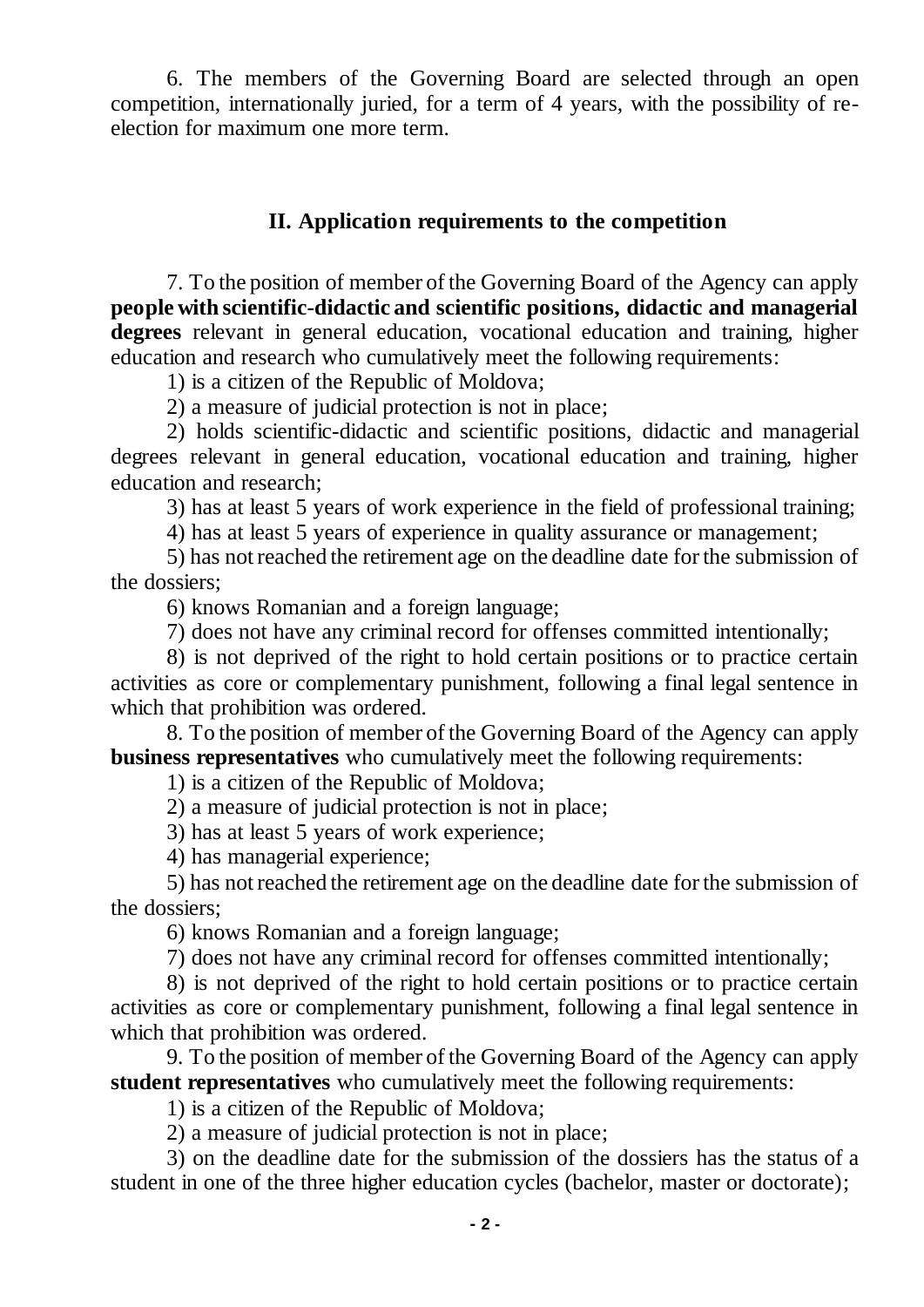6. The members of the Governing Board are selected through an open competition, internationally juried, for a term of 4 years, with the possibility of re-election for maximum one more term.

## II. Application requirements to the competition

7. To the position of member of the Governing Board of the Agency can apply **people with scientific-didactic and scientific positions, didactic and managerial degrees** relevant in general education, vocational education and training, higher education and research who cumulatively meet the following requirements:

1) is a citizen of the Republic of Moldova;

2) a measure of judicial protection is not in place;

2) holds scientific-didactic and scientific positions, didactic and managerial degrees relevant in general education, vocational education and training, higher education and research;

3) has at least 5 years of work experience in the field of professional training;

4) has at least 5 years of experience in quality assurance or management;

5) has not reached the retirement age on the deadline date for the submission of the dossiers;

6) knows Romanian and a foreign language;

7) does not have any criminal record for offenses committed intentionally;

8) is not deprived of the right to hold certain positions or to practice certain activities as core or complementary punishment, following a final legal sentence in which that prohibition was ordered.

8. To the position of member of the Governing Board of the Agency can apply **business representatives** who cumulatively meet the following requirements:

1) is a citizen of the Republic of Moldova;

2) a measure of judicial protection is not in place;

3) has at least 5 years of work experience;

4) has managerial experience;

5) has not reached the retirement age on the deadline date for the submission of the dossiers;

6) knows Romanian and a foreign language;

7) does not have any criminal record for offenses committed intentionally;

8) is not deprived of the right to hold certain positions or to practice certain activities as core or complementary punishment, following a final legal sentence in which that prohibition was ordered.

9. To the position of member of the Governing Board of the Agency can apply **student representatives** who cumulatively meet the following requirements:

1) is a citizen of the Republic of Moldova;

2) a measure of judicial protection is not in place;

3) on the deadline date for the submission of the dossiers has the status of a student in one of the three higher education cycles (bachelor, master or doctorate);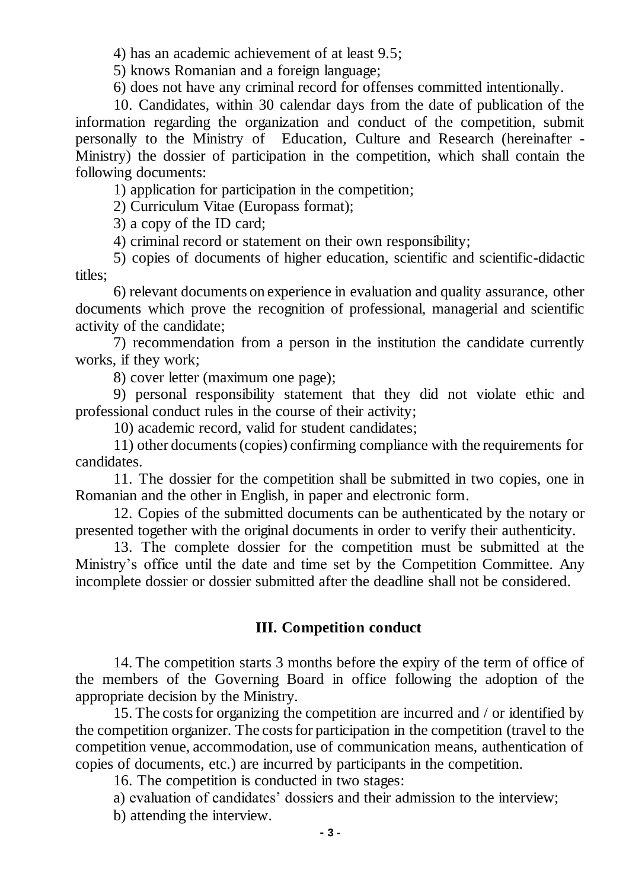4) has an academic achievement of at least 9.5;

5) knows Romanian and a foreign language;

6) does not have any criminal record for offenses committed intentionally.

10. Candidates, within 30 calendar days from the date of publication of the information regarding the organization and conduct of the competition, submit personally to the Ministry of Education, Culture and Research (hereinafter - Ministry) the dossier of participation in the competition, which shall contain the following documents:

1) application for participation in the competition;

2) Curriculum Vitae (Europass format);

3) a copy of the ID card;

4) criminal record or statement on their own responsibility;

5) copies of documents of higher education, scientific and scientific-didactic titles;

6) relevant documents on experience in evaluation and quality assurance, other documents which prove the recognition of professional, managerial and scientific activity of the candidate;

7) recommendation from a person in the institution the candidate currently works, if they work;

8) cover letter (maximum one page);

9) personal responsibility statement that they did not violate ethic and professional conduct rules in the course of their activity;

10) academic record, valid for student candidates;

11) other documents (copies) confirming compliance with the requirements for candidates.

11. The dossier for the competition shall be submitted in two copies, one in Romanian and the other in English, in paper and electronic form.

12. Copies of the submitted documents can be authenticated by the notary or presented together with the original documents in order to verify their authenticity.

13. The complete dossier for the competition must be submitted at the Ministry's office until the date and time set by the Competition Committee. Any incomplete dossier or dossier submitted after the deadline shall not be considered.

## III. Competition conduct

14. The competition starts 3 months before the expiry of the term of office of the members of the Governing Board in office following the adoption of the appropriate decision by the Ministry.

15. The costs for organizing the competition are incurred and / or identified by the competition organizer. The costs for participation in the competition (travel to the competition venue, accommodation, use of communication means, authentication of copies of documents, etc.) are incurred by participants in the competition.

16. The competition is conducted in two stages:

a) evaluation of candidates' dossiers and their admission to the interview;

b) attending the interview.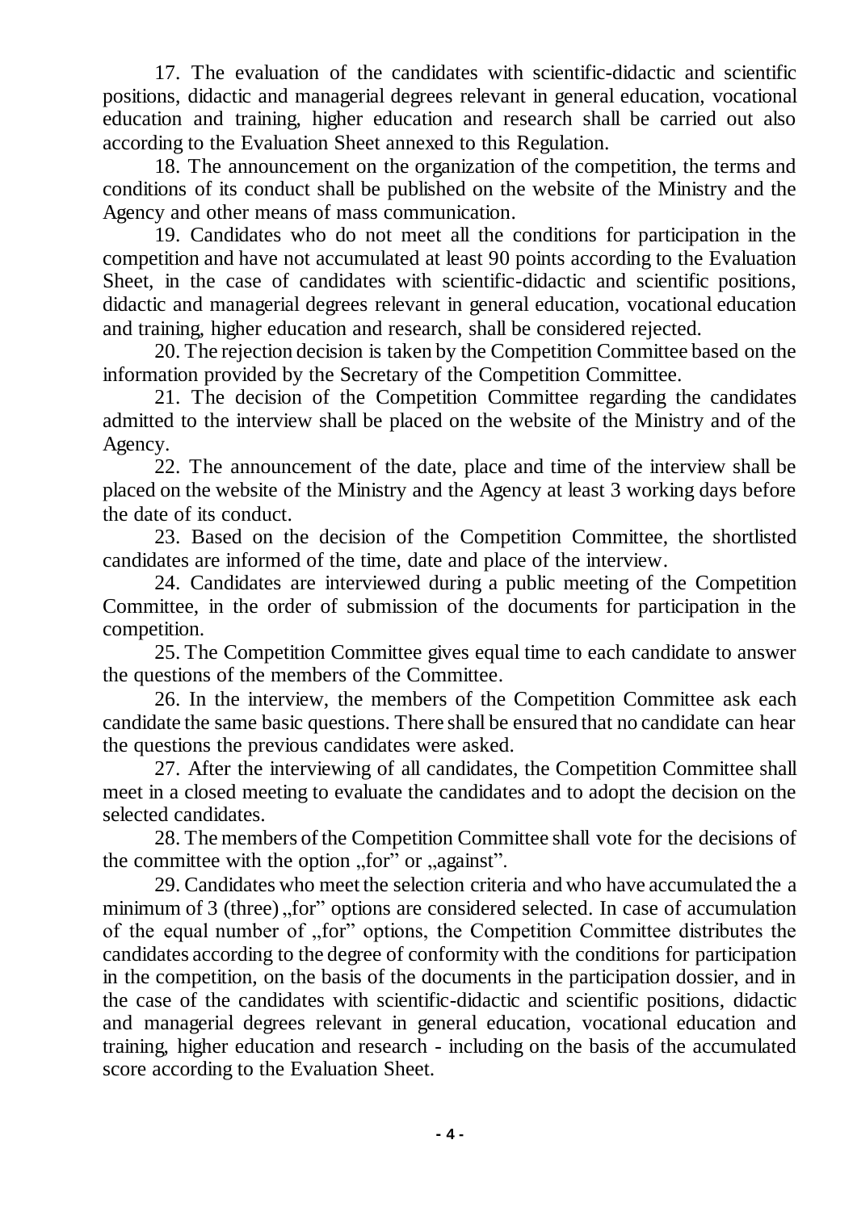17. The evaluation of the candidates with scientific-didactic and scientific positions, didactic and managerial degrees relevant in general education, vocational education and training, higher education and research shall be carried out also according to the Evaluation Sheet annexed to this Regulation.

18. The announcement on the organization of the competition, the terms and conditions of its conduct shall be published on the website of the Ministry and the Agency and other means of mass communication.

19. Candidates who do not meet all the conditions for participation in the competition and have not accumulated at least 90 points according to the Evaluation Sheet, in the case of candidates with scientific-didactic and scientific positions, didactic and managerial degrees relevant in general education, vocational education and training, higher education and research, shall be considered rejected.

20. The rejection decision is taken by the Competition Committee based on the information provided by the Secretary of the Competition Committee.

21. The decision of the Competition Committee regarding the candidates admitted to the interview shall be placed on the website of the Ministry and of the Agency.

22. The announcement of the date, place and time of the interview shall be placed on the website of the Ministry and the Agency at least 3 working days before the date of its conduct.

23. Based on the decision of the Competition Committee, the shortlisted candidates are informed of the time, date and place of the interview.

24. Candidates are interviewed during a public meeting of the Competition Committee, in the order of submission of the documents for participation in the competition.

25. The Competition Committee gives equal time to each candidate to answer the questions of the members of the Committee.

26. In the interview, the members of the Competition Committee ask each candidate the same basic questions. There shall be ensured that no candidate can hear the questions the previous candidates were asked.

27. After the interviewing of all candidates, the Competition Committee shall meet in a closed meeting to evaluate the candidates and to adopt the decision on the selected candidates.

28. The members of the Competition Committee shall vote for the decisions of the committee with the option „for" or „against".

29. Candidates who meet the selection criteria and who have accumulated the a minimum of 3 (three) „for" options are considered selected. In case of accumulation of the equal number of „for" options, the Competition Committee distributes the candidates according to the degree of conformity with the conditions for participation in the competition, on the basis of the documents in the participation dossier, and in the case of the candidates with scientific-didactic and scientific positions, didactic and managerial degrees relevant in general education, vocational education and training, higher education and research - including on the basis of the accumulated score according to the Evaluation Sheet.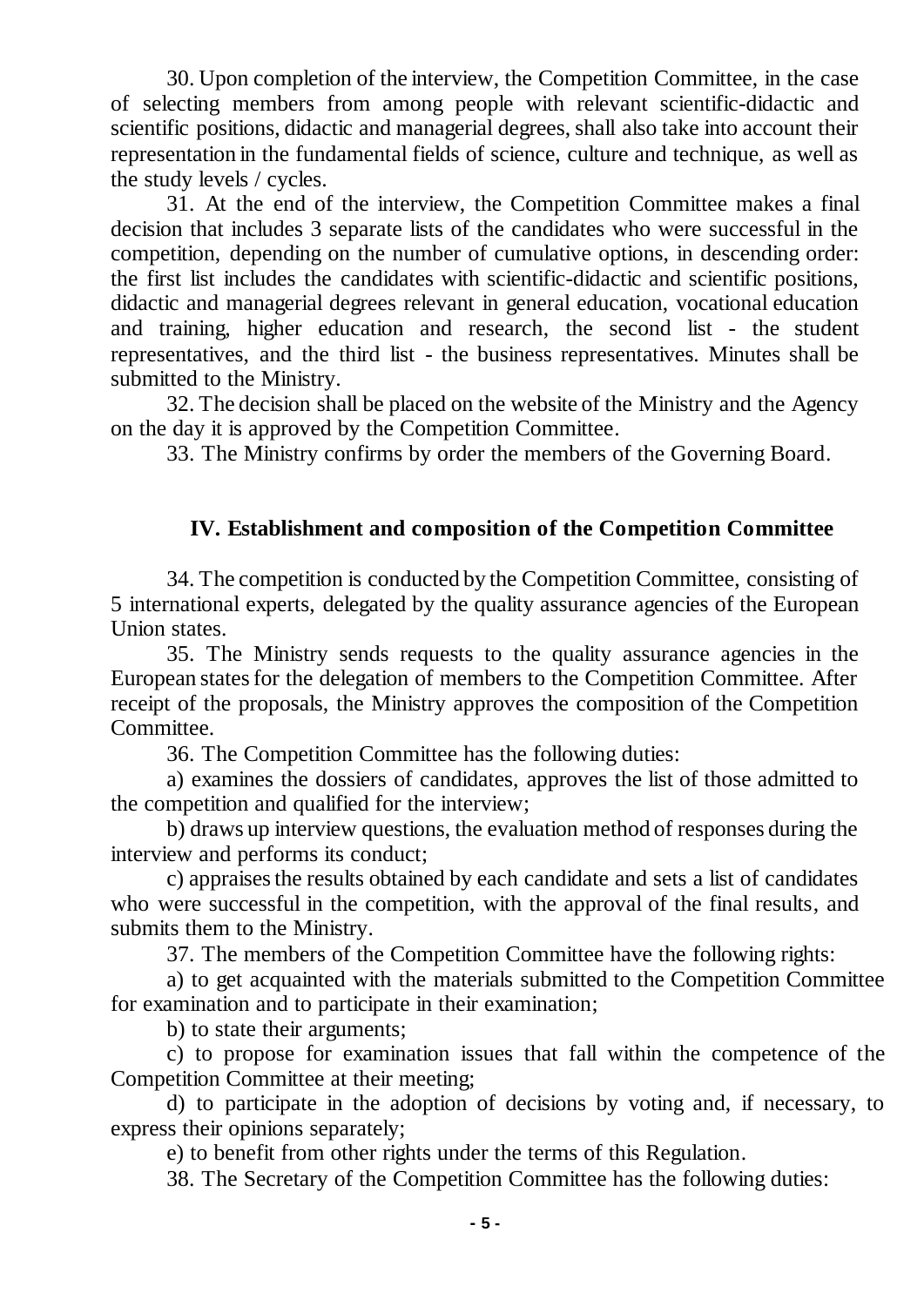30. Upon completion of the interview, the Competition Committee, in the case of selecting members from among people with relevant scientific-didactic and scientific positions, didactic and managerial degrees, shall also take into account their representation in the fundamental fields of science, culture and technique, as well as the study levels / cycles.

31. At the end of the interview, the Competition Committee makes a final decision that includes 3 separate lists of the candidates who were successful in the competition, depending on the number of cumulative options, in descending order: the first list includes the candidates with scientific-didactic and scientific positions, didactic and managerial degrees relevant in general education, vocational education and training, higher education and research, the second list - the student representatives, and the third list - the business representatives. Minutes shall be submitted to the Ministry.

32. The decision shall be placed on the website of the Ministry and the Agency on the day it is approved by the Competition Committee.

33. The Ministry confirms by order the members of the Governing Board.

## IV. Establishment and composition of the Competition Committee

34. The competition is conducted by the Competition Committee, consisting of 5 international experts, delegated by the quality assurance agencies of the European Union states.

35. The Ministry sends requests to the quality assurance agencies in the European states for the delegation of members to the Competition Committee. After receipt of the proposals, the Ministry approves the composition of the Competition Committee.

36. The Competition Committee has the following duties:

a) examines the dossiers of candidates, approves the list of those admitted to the competition and qualified for the interview;

b) draws up interview questions, the evaluation method of responses during the interview and performs its conduct;

c) appraises the results obtained by each candidate and sets a list of candidates who were successful in the competition, with the approval of the final results, and submits them to the Ministry.

37. The members of the Competition Committee have the following rights:

a) to get acquainted with the materials submitted to the Competition Committee for examination and to participate in their examination;

b) to state their arguments;

c) to propose for examination issues that fall within the competence of the Competition Committee at their meeting;

d) to participate in the adoption of decisions by voting and, if necessary, to express their opinions separately;

e) to benefit from other rights under the terms of this Regulation.

38. The Secretary of the Competition Committee has the following duties: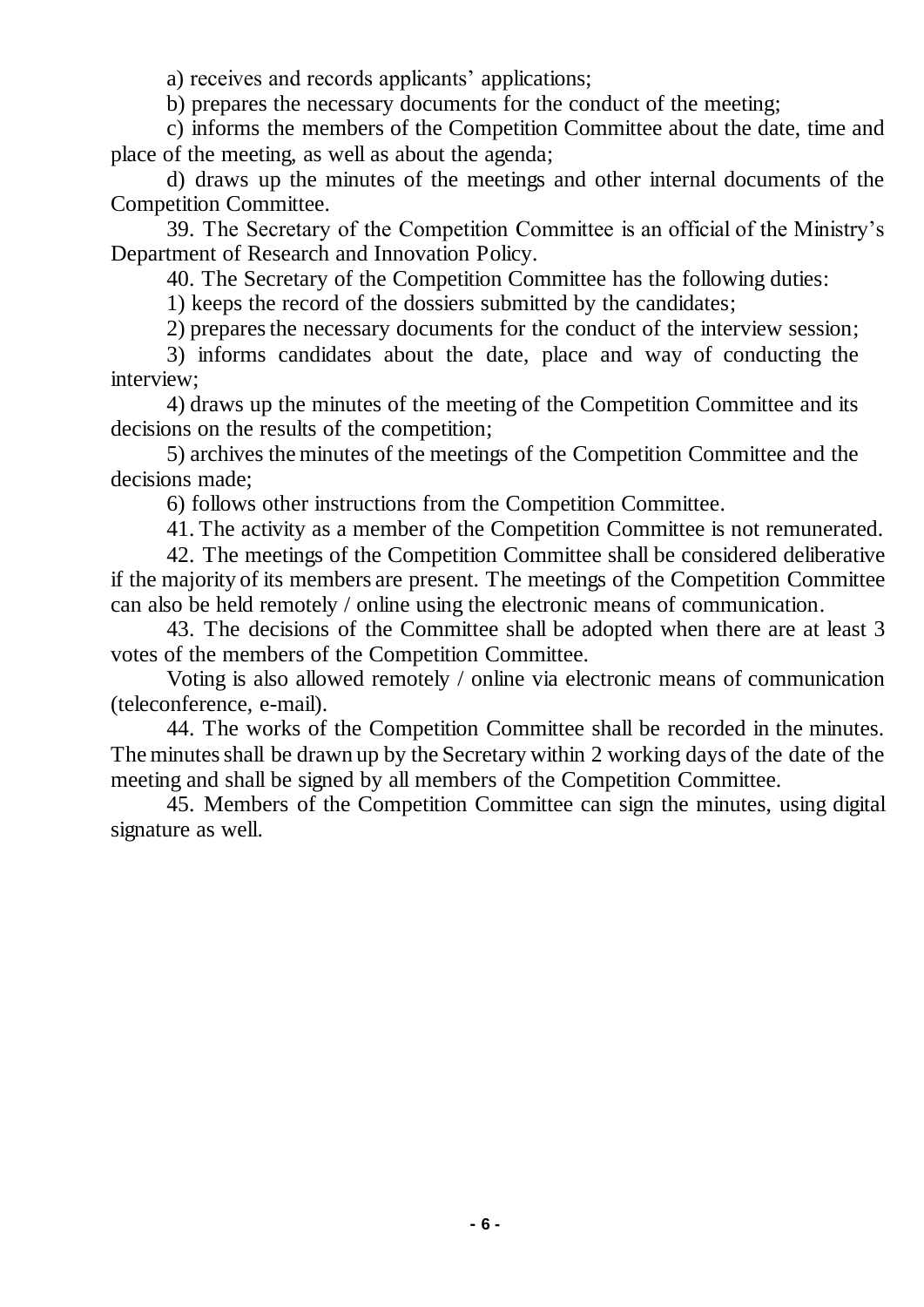a) receives and records applicants' applications;

b) prepares the necessary documents for the conduct of the meeting;

c) informs the members of the Competition Committee about the date, time and place of the meeting, as well as about the agenda;

d) draws up the minutes of the meetings and other internal documents of the Competition Committee.

39. The Secretary of the Competition Committee is an official of the Ministry's Department of Research and Innovation Policy.

40. The Secretary of the Competition Committee has the following duties:

1) keeps the record of the dossiers submitted by the candidates;

2) prepares the necessary documents for the conduct of the interview session;

3) informs candidates about the date, place and way of conducting the interview;

4) draws up the minutes of the meeting of the Competition Committee and its decisions on the results of the competition;

5) archives the minutes of the meetings of the Competition Committee and the decisions made;

6) follows other instructions from the Competition Committee.

41. The activity as a member of the Competition Committee is not remunerated.

42. The meetings of the Competition Committee shall be considered deliberative if the majority of its members are present. The meetings of the Competition Committee can also be held remotely / online using the electronic means of communication.

43. The decisions of the Committee shall be adopted when there are at least 3 votes of the members of the Competition Committee.

Voting is also allowed remotely / online via electronic means of communication (teleconference, e-mail).

44. The works of the Competition Committee shall be recorded in the minutes. The minutes shall be drawn up by the Secretary within 2 working days of the date of the meeting and shall be signed by all members of the Competition Committee.

45. Members of the Competition Committee can sign the minutes, using digital signature as well.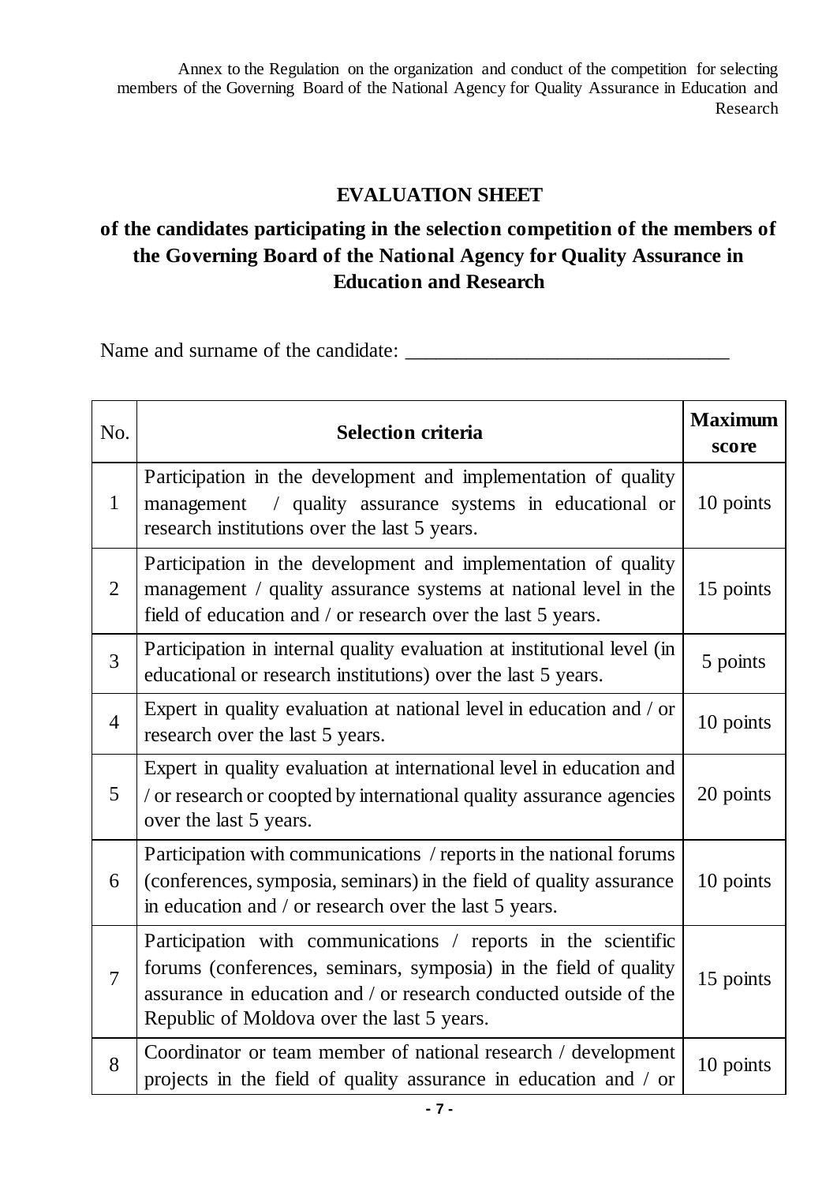Annex to the Regulation on the organization and conduct of the competition for selecting members of the Governing Board of the National Agency for Quality Assurance in Education and Research

## EVALUATION SHEET

### of the candidates participating in the selection competition of the members of the Governing Board of the National Agency for Quality Assurance in Education and Research

Name and surname of the candidate: _______________________________

| No. | Selection criteria | Maximum score |
|---|---|---|
| 1 | Participation in the development and implementation of quality management / quality assurance systems in educational or research institutions over the last 5 years. | 10 points |
| 2 | Participation in the development and implementation of quality management / quality assurance systems at national level in the field of education and / or research over the last 5 years. | 15 points |
| 3 | Participation in internal quality evaluation at institutional level (in educational or research institutions) over the last 5 years. | 5 points |
| 4 | Expert in quality evaluation at national level in education and / or research over the last 5 years. | 10 points |
| 5 | Expert in quality evaluation at international level in education and / or research or coopted by international quality assurance agencies over the last 5 years. | 20 points |
| 6 | Participation with communications / reports in the national forums (conferences, symposia, seminars) in the field of quality assurance in education and / or research over the last 5 years. | 10 points |
| 7 | Participation with communications / reports in the scientific forums (conferences, seminars, symposia) in the field of quality assurance in education and / or research conducted outside of the Republic of Moldova over the last 5 years. | 15 points |
| 8 | Coordinator or team member of national research / development projects in the field of quality assurance in education and / or | 10 points |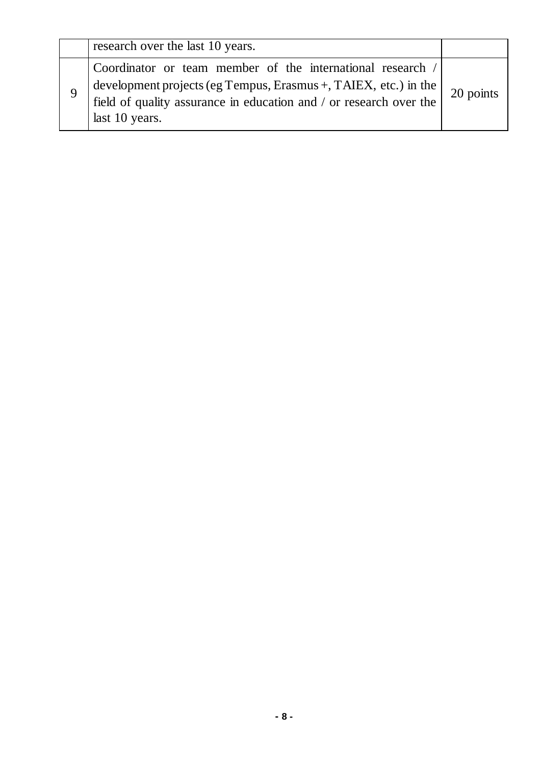| | | |
|---|---|---|
| | research over the last 10 years. | |
| 9 | Coordinator or team member of the international research / development projects (eg Tempus, Erasmus +, TAIEX, etc.) in the field of quality assurance in education and / or research over the last 10 years. | 20 points |